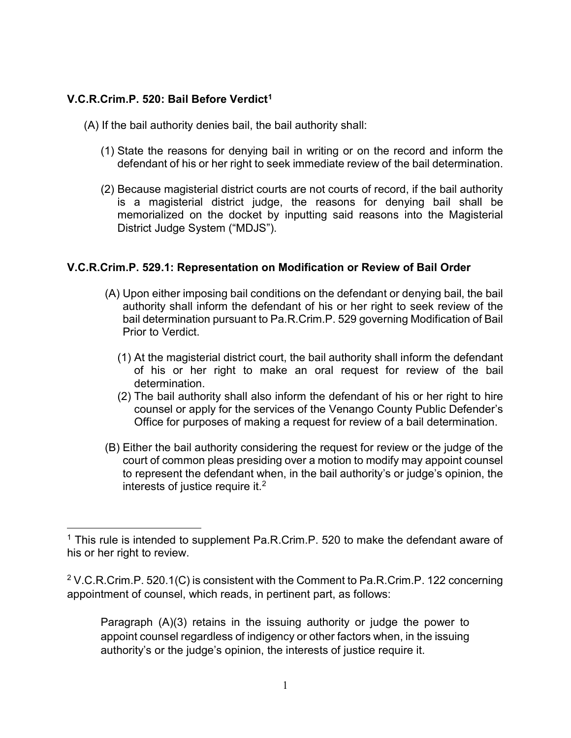### **V.C.R.Crim.P. 520: Bail Before Verdict**[1]

(A) If the bail authority denies bail, the bail authority shall:

(1) State the reasons for denying bail in writing or on the record and inform the defendant of his or her right to seek immediate review of the bail determination.

(2) Because magisterial district courts are not courts of record, if the bail authority is a magisterial district judge, the reasons for denying bail shall be memorialized on the docket by inputting said reasons into the Magisterial District Judge System ("MDJS").

### **V.C.R.Crim.P. 529.1: Representation on Modification or Review of Bail Order**

(A) Upon either imposing bail conditions on the defendant or denying bail, the bail authority shall inform the defendant of his or her right to seek review of the bail determination pursuant to Pa.R.Crim.P. 529 governing Modification of Bail Prior to Verdict.

(1) At the magisterial district court, the bail authority shall inform the defendant of his or her right to make an oral request for review of the bail determination.

(2) The bail authority shall also inform the defendant of his or her right to hire counsel or apply for the services of the Venango County Public Defender's Office for purposes of making a request for review of a bail determination.

(B) Either the bail authority considering the request for review or the judge of the court of common pleas presiding over a motion to modify may appoint counsel to represent the defendant when, in the bail authority's or judge's opinion, the interests of justice require it.[2]

---

[1] This rule is intended to supplement Pa.R.Crim.P. 520 to make the defendant aware of his or her right to review.

[2] V.C.R.Crim.P. 520.1(C) is consistent with the Comment to Pa.R.Crim.P. 122 concerning appointment of counsel, which reads, in pertinent part, as follows:

> Paragraph (A)(3) retains in the issuing authority or judge the power to appoint counsel regardless of indigency or other factors when, in the issuing authority's or the judge's opinion, the interests of justice require it.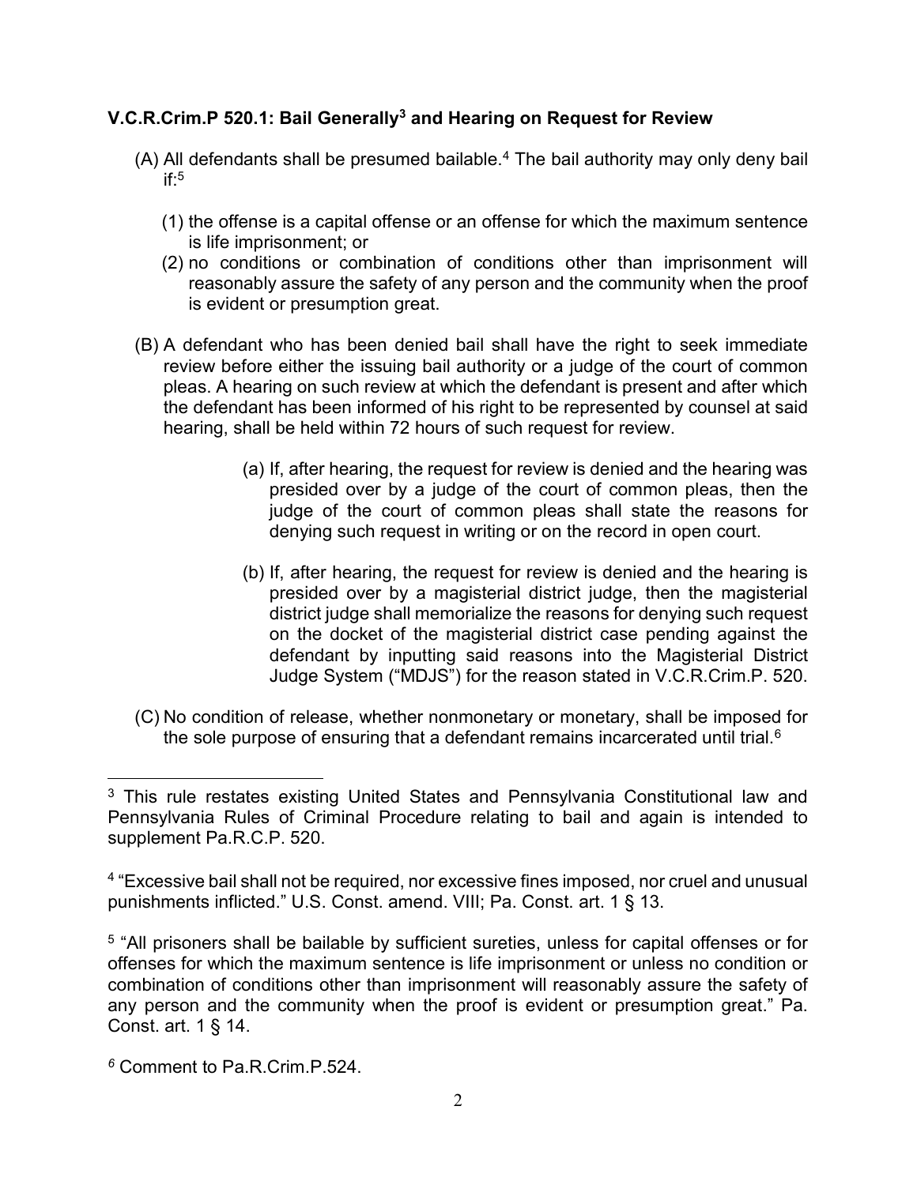### **V.C.R.Crim.P 520.1: Bail Generally[3] and Hearing on Request for Review**

(A) All defendants shall be presumed bailable.[4] The bail authority may only deny bail if:[5]

   (1) the offense is a capital offense or an offense for which the maximum sentence is life imprisonment; or

   (2) no conditions or combination of conditions other than imprisonment will reasonably assure the safety of any person and the community when the proof is evident or presumption great.

(B) A defendant who has been denied bail shall have the right to seek immediate review before either the issuing bail authority or a judge of the court of common pleas. A hearing on such review at which the defendant is present and after which the defendant has been informed of his right to be represented by counsel at said hearing, shall be held within 72 hours of such request for review.

   (a) If, after hearing, the request for review is denied and the hearing was presided over by a judge of the court of common pleas, then the judge of the court of common pleas shall state the reasons for denying such request in writing or on the record in open court.

   (b) If, after hearing, the request for review is denied and the hearing is presided over by a magisterial district judge, then the magisterial district judge shall memorialize the reasons for denying such request on the docket of the magisterial district case pending against the defendant by inputting said reasons into the Magisterial District Judge System ("MDJS") for the reason stated in V.C.R.Crim.P. 520.

(C) No condition of release, whether nonmonetary or monetary, shall be imposed for the sole purpose of ensuring that a defendant remains incarcerated until trial.[6]

---

[3] This rule restates existing United States and Pennsylvania Constitutional law and Pennsylvania Rules of Criminal Procedure relating to bail and again is intended to supplement Pa.R.C.P. 520.

[4] "Excessive bail shall not be required, nor excessive fines imposed, nor cruel and unusual punishments inflicted." U.S. Const. amend. VIII; Pa. Const. art. 1 § 13.

[5] "All prisoners shall be bailable by sufficient sureties, unless for capital offenses or for offenses for which the maximum sentence is life imprisonment or unless no condition or combination of conditions other than imprisonment will reasonably assure the safety of any person and the community when the proof is evident or presumption great." Pa. Const. art. 1 § 14.

[6] Comment to Pa.R.Crim.P.524.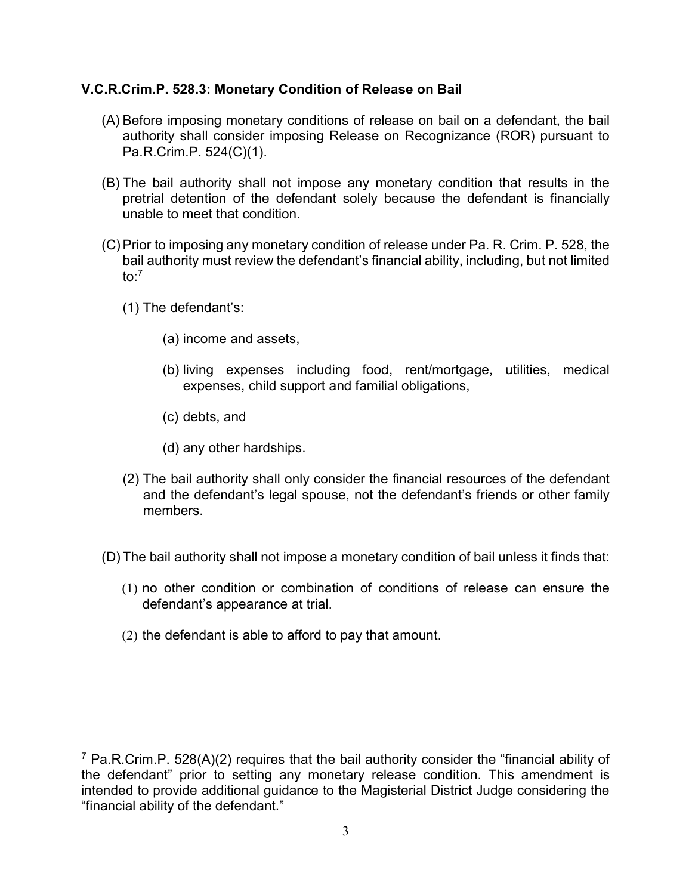**V.C.R.Crim.P. 528.3: Monetary Condition of Release on Bail**

(A) Before imposing monetary conditions of release on bail on a defendant, the bail authority shall consider imposing Release on Recognizance (ROR) pursuant to Pa.R.Crim.P. 524(C)(1).

(B) The bail authority shall not impose any monetary condition that results in the pretrial detention of the defendant solely because the defendant is financially unable to meet that condition.

(C) Prior to imposing any monetary condition of release under Pa. R. Crim. P. 528, the bail authority must review the defendant's financial ability, including, but not limited to:[7]

   (1) The defendant's:

      (a) income and assets,

      (b) living expenses including food, rent/mortgage, utilities, medical expenses, child support and familial obligations,

      (c) debts, and

      (d) any other hardships.

   (2) The bail authority shall only consider the financial resources of the defendant and the defendant's legal spouse, not the defendant's friends or other family members.

(D) The bail authority shall not impose a monetary condition of bail unless it finds that:

   (1) no other condition or combination of conditions of release can ensure the defendant's appearance at trial.

   (2) the defendant is able to afford to pay that amount.

---

[7] Pa.R.Crim.P. 528(A)(2) requires that the bail authority consider the "financial ability of the defendant" prior to setting any monetary release condition. This amendment is intended to provide additional guidance to the Magisterial District Judge considering the "financial ability of the defendant."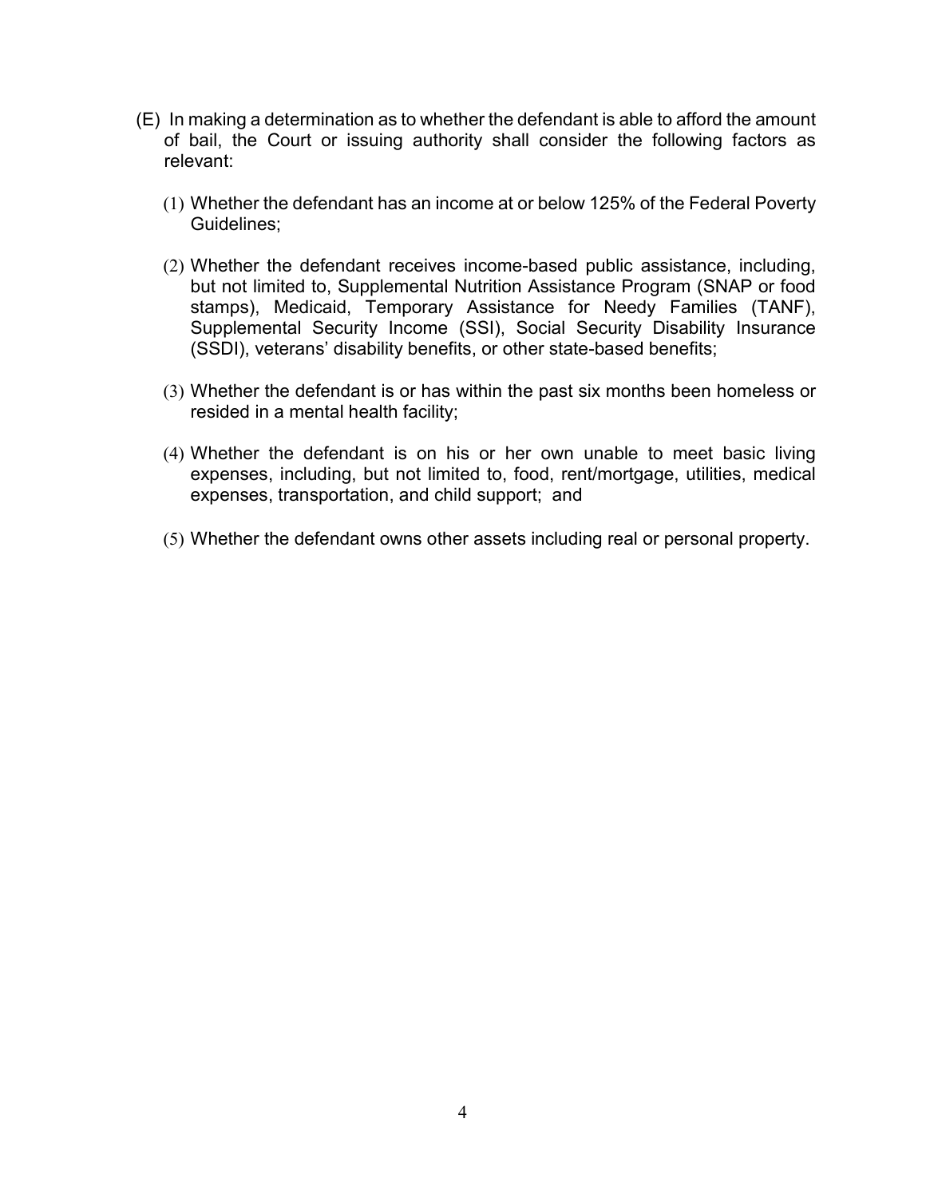(E) In making a determination as to whether the defendant is able to afford the amount of bail, the Court or issuing authority shall consider the following factors as relevant:

(1) Whether the defendant has an income at or below 125% of the Federal Poverty Guidelines;

(2) Whether the defendant receives income-based public assistance, including, but not limited to, Supplemental Nutrition Assistance Program (SNAP or food stamps), Medicaid, Temporary Assistance for Needy Families (TANF), Supplemental Security Income (SSI), Social Security Disability Insurance (SSDI), veterans' disability benefits, or other state-based benefits;

(3) Whether the defendant is or has within the past six months been homeless or resided in a mental health facility;

(4) Whether the defendant is on his or her own unable to meet basic living expenses, including, but not limited to, food, rent/mortgage, utilities, medical expenses, transportation, and child support; and

(5) Whether the defendant owns other assets including real or personal property.